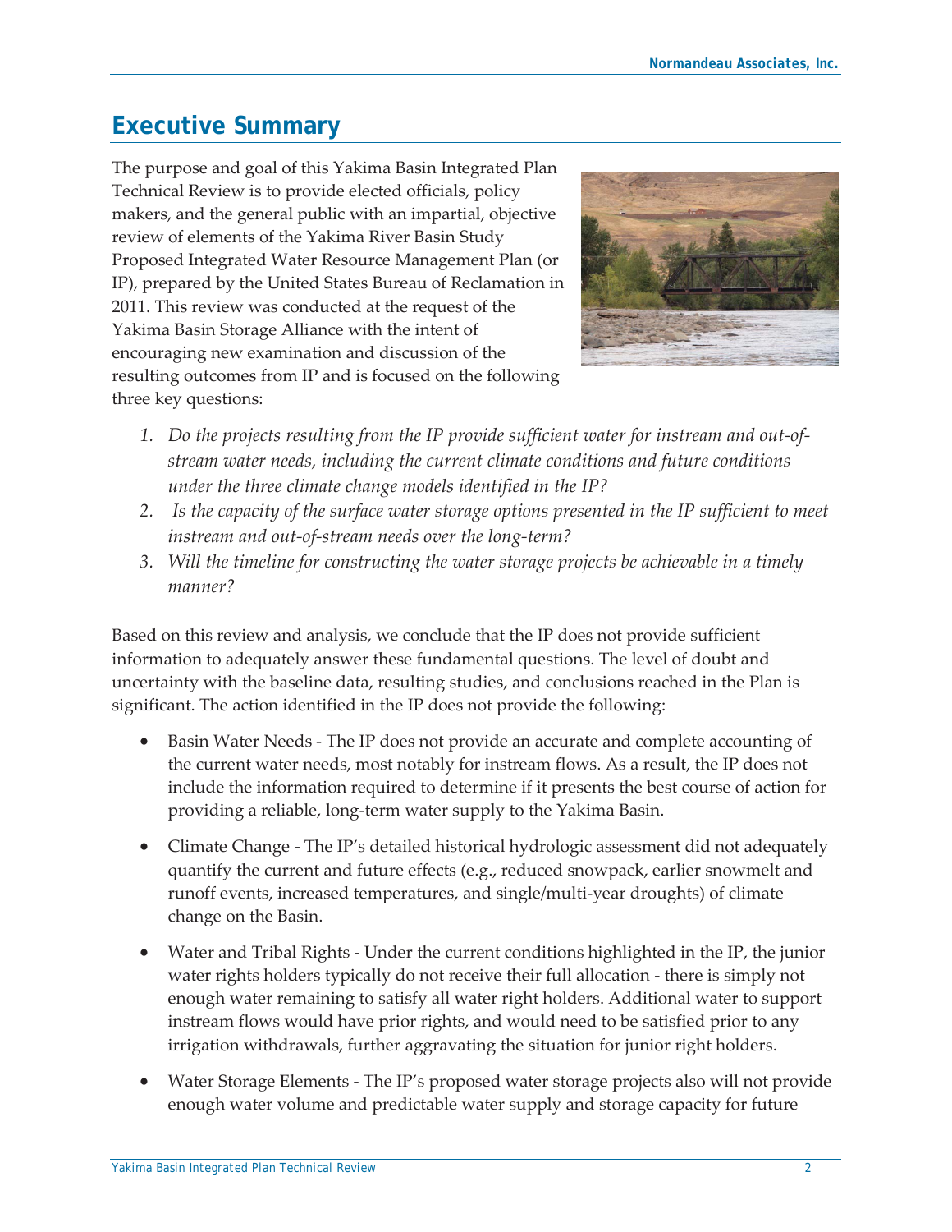# Executive Summary

The purpose and goal of this Yakima Basin Integrated Plan Technical Review is to provide elected officials, policy makers, and the general public with an impartial, objective review of elements of the Yakima River Basin Study Proposed Integrated Water Resource Management Plan (or IP), prepared by the United States Bureau of Reclamation in 2011. This review was conducted at the request of the Yakima Basin Storage Alliance with the intent of encouraging new examination and discussion of the resulting outcomes from IP and is focused on the following three key questions:

1. *Do the projects resulting from the IP provide sufficient water for instream and out-of-stream water needs, including the current climate conditions and future conditions under the three climate change models identified in the IP?*
2. *Is the capacity of the surface water storage options presented in the IP sufficient to meet instream and out-of-stream needs over the long-term?*
3. *Will the timeline for constructing the water storage projects be achievable in a timely manner?*

Based on this review and analysis, we conclude that the IP does not provide sufficient information to adequately answer these fundamental questions. The level of doubt and uncertainty with the baseline data, resulting studies, and conclusions reached in the Plan is significant. The action identified in the IP does not provide the following:

- Basin Water Needs - The IP does not provide an accurate and complete accounting of the current water needs, most notably for instream flows. As a result, the IP does not include the information required to determine if it presents the best course of action for providing a reliable, long-term water supply to the Yakima Basin.
- Climate Change - The IP's detailed historical hydrologic assessment did not adequately quantify the current and future effects (e.g., reduced snowpack, earlier snowmelt and runoff events, increased temperatures, and single/multi-year droughts) of climate change on the Basin.
- Water and Tribal Rights - Under the current conditions highlighted in the IP, the junior water rights holders typically do not receive their full allocation - there is simply not enough water remaining to satisfy all water right holders. Additional water to support instream flows would have prior rights, and would need to be satisfied prior to any irrigation withdrawals, further aggravating the situation for junior right holders.
- Water Storage Elements - The IP's proposed water storage projects also will not provide enough water volume and predictable water supply and storage capacity for future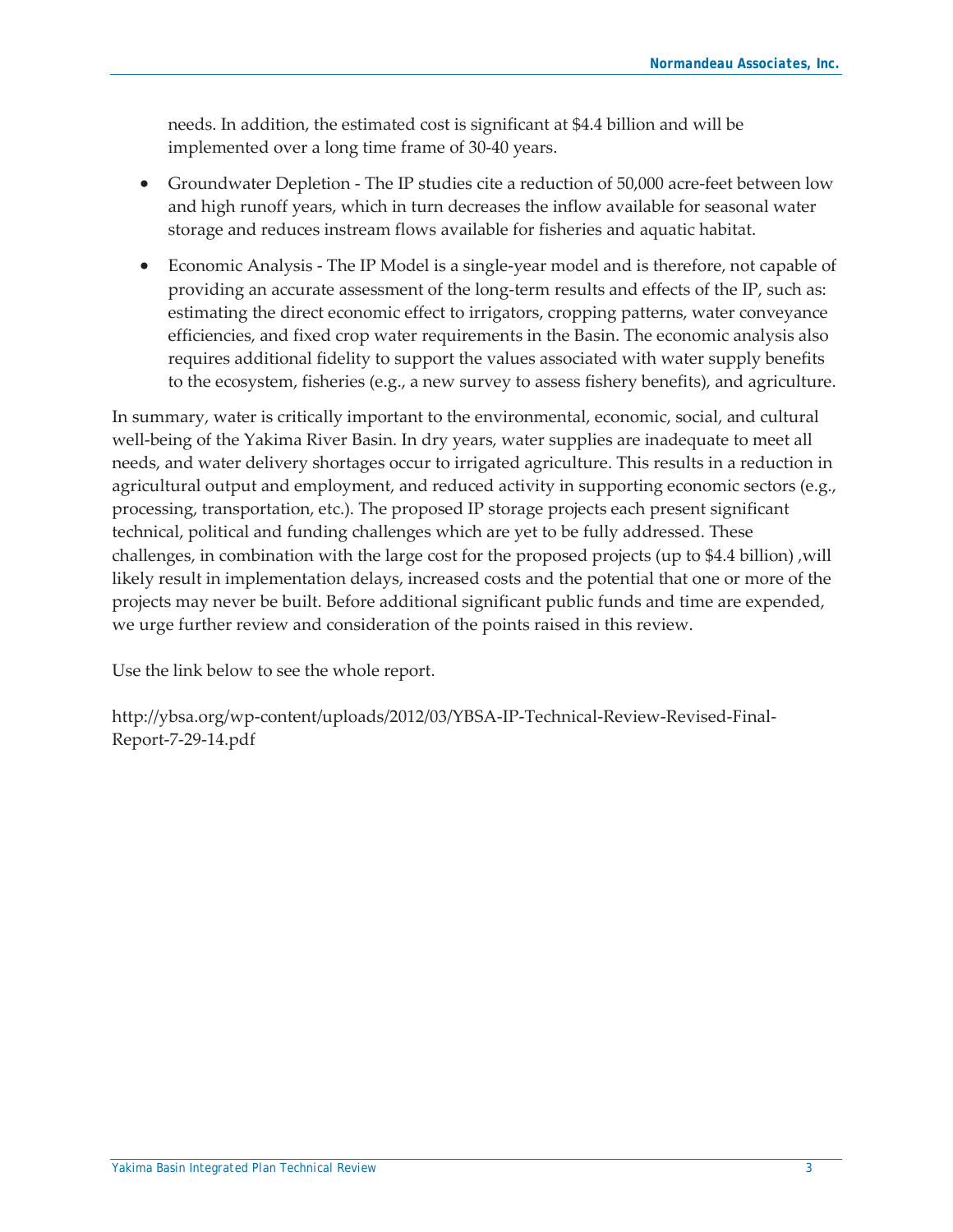needs. In addition, the estimated cost is significant at $4.4 billion and will be implemented over a long time frame of 30-40 years.

- Groundwater Depletion - The IP studies cite a reduction of 50,000 acre-feet between low and high runoff years, which in turn decreases the inflow available for seasonal water storage and reduces instream flows available for fisheries and aquatic habitat.
- Economic Analysis - The IP Model is a single-year model and is therefore, not capable of providing an accurate assessment of the long-term results and effects of the IP, such as: estimating the direct economic effect to irrigators, cropping patterns, water conveyance efficiencies, and fixed crop water requirements in the Basin. The economic analysis also requires additional fidelity to support the values associated with water supply benefits to the ecosystem, fisheries (e.g., a new survey to assess fishery benefits), and agriculture.

In summary, water is critically important to the environmental, economic, social, and cultural well-being of the Yakima River Basin. In dry years, water supplies are inadequate to meet all needs, and water delivery shortages occur to irrigated agriculture. This results in a reduction in agricultural output and employment, and reduced activity in supporting economic sectors (e.g., processing, transportation, etc.). The proposed IP storage projects each present significant technical, political and funding challenges which are yet to be fully addressed. These challenges, in combination with the large cost for the proposed projects (up to $4.4 billion) ,will likely result in implementation delays, increased costs and the potential that one or more of the projects may never be built. Before additional significant public funds and time are expended, we urge further review and consideration of the points raised in this review.

Use the link below to see the whole report.

http://ybsa.org/wp-content/uploads/2012/03/YBSA-IP-Technical-Review-Revised-Final-Report-7-29-14.pdf